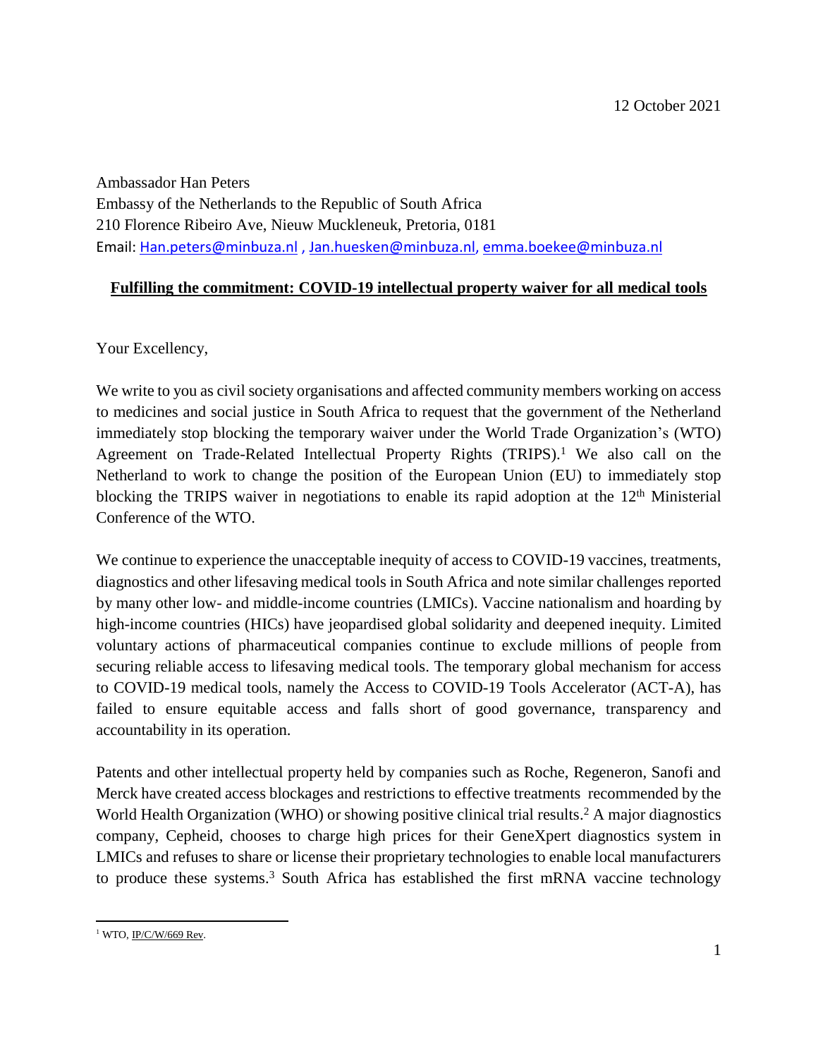12 October 2021

Ambassador Han Peters
Embassy of the Netherlands to the Republic of South Africa
210 Florence Ribeiro Ave, Nieuw Muckleneuk, Pretoria, 0181
Email: Han.peters@minbuza.nl , Jan.huesken@minbuza.nl, emma.boekee@minbuza.nl

**Fulfilling the commitment: COVID-19 intellectual property waiver for all medical tools**

Your Excellency,

We write to you as civil society organisations and affected community members working on access to medicines and social justice in South Africa to request that the government of the Netherland immediately stop blocking the temporary waiver under the World Trade Organization's (WTO) Agreement on Trade-Related Intellectual Property Rights (TRIPS).[1] We also call on the Netherland to work to change the position of the European Union (EU) to immediately stop blocking the TRIPS waiver in negotiations to enable its rapid adoption at the 12th Ministerial Conference of the WTO.

We continue to experience the unacceptable inequity of access to COVID-19 vaccines, treatments, diagnostics and other lifesaving medical tools in South Africa and note similar challenges reported by many other low- and middle-income countries (LMICs). Vaccine nationalism and hoarding by high-income countries (HICs) have jeopardised global solidarity and deepened inequity. Limited voluntary actions of pharmaceutical companies continue to exclude millions of people from securing reliable access to lifesaving medical tools. The temporary global mechanism for access to COVID-19 medical tools, namely the Access to COVID-19 Tools Accelerator (ACT-A), has failed to ensure equitable access and falls short of good governance, transparency and accountability in its operation.

Patents and other intellectual property held by companies such as Roche, Regeneron, Sanofi and Merck have created access blockages and restrictions to effective treatments recommended by the World Health Organization (WHO) or showing positive clinical trial results.[2] A major diagnostics company, Cepheid, chooses to charge high prices for their GeneXpert diagnostics system in LMICs and refuses to share or license their proprietary technologies to enable local manufacturers to produce these systems.[3] South Africa has established the first mRNA vaccine technology

[1] WTO, IP/C/W/669 Rev.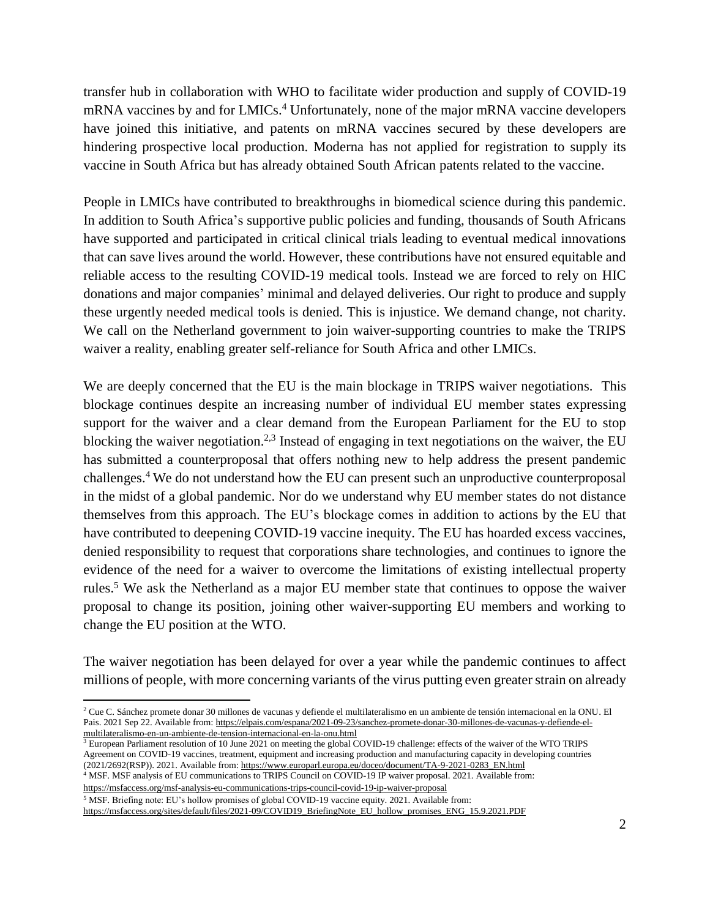transfer hub in collaboration with WHO to facilitate wider production and supply of COVID-19 mRNA vaccines by and for LMICs.[4] Unfortunately, none of the major mRNA vaccine developers have joined this initiative, and patents on mRNA vaccines secured by these developers are hindering prospective local production. Moderna has not applied for registration to supply its vaccine in South Africa but has already obtained South African patents related to the vaccine.

People in LMICs have contributed to breakthroughs in biomedical science during this pandemic. In addition to South Africa's supportive public policies and funding, thousands of South Africans have supported and participated in critical clinical trials leading to eventual medical innovations that can save lives around the world. However, these contributions have not ensured equitable and reliable access to the resulting COVID-19 medical tools. Instead we are forced to rely on HIC donations and major companies' minimal and delayed deliveries. Our right to produce and supply these urgently needed medical tools is denied. This is injustice. We demand change, not charity. We call on the Netherland government to join waiver-supporting countries to make the TRIPS waiver a reality, enabling greater self-reliance for South Africa and other LMICs.

We are deeply concerned that the EU is the main blockage in TRIPS waiver negotiations. This blockage continues despite an increasing number of individual EU member states expressing support for the waiver and a clear demand from the European Parliament for the EU to stop blocking the waiver negotiation.[2,3] Instead of engaging in text negotiations on the waiver, the EU has submitted a counterproposal that offers nothing new to help address the present pandemic challenges.[4] We do not understand how the EU can present such an unproductive counterproposal in the midst of a global pandemic. Nor do we understand why EU member states do not distance themselves from this approach. The EU's blockage comes in addition to actions by the EU that have contributed to deepening COVID-19 vaccine inequity. The EU has hoarded excess vaccines, denied responsibility to request that corporations share technologies, and continues to ignore the evidence of the need for a waiver to overcome the limitations of existing intellectual property rules.[5] We ask the Netherland as a major EU member state that continues to oppose the waiver proposal to change its position, joining other waiver-supporting EU members and working to change the EU position at the WTO.

The waiver negotiation has been delayed for over a year while the pandemic continues to affect millions of people, with more concerning variants of the virus putting even greater strain on already

---

[2] Cue C. Sánchez promete donar 30 millones de vacunas y defiende el multilateralismo en un ambiente de tensión internacional en la ONU. El Pais. 2021 Sep 22. Available from: https://elpais.com/espana/2021-09-23/sanchez-promete-donar-30-millones-de-vacunas-y-defiende-el-multilateralismo-en-un-ambiente-de-tension-internacional-en-la-onu.html

[3] European Parliament resolution of 10 June 2021 on meeting the global COVID-19 challenge: effects of the waiver of the WTO TRIPS Agreement on COVID-19 vaccines, treatment, equipment and increasing production and manufacturing capacity in developing countries (2021/2692(RSP)). 2021. Available from: https://www.europarl.europa.eu/doceo/document/TA-9-2021-0283_EN.html

[4] MSF. MSF analysis of EU communications to TRIPS Council on COVID-19 IP waiver proposal. 2021. Available from: https://msfaccess.org/msf-analysis-eu-communications-trips-council-covid-19-ip-waiver-proposal

[5] MSF. Briefing note: EU's hollow promises of global COVID-19 vaccine equity. 2021. Available from: https://msfaccess.org/sites/default/files/2021-09/COVID19_BriefingNote_EU_hollow_promises_ENG_15.9.2021.PDF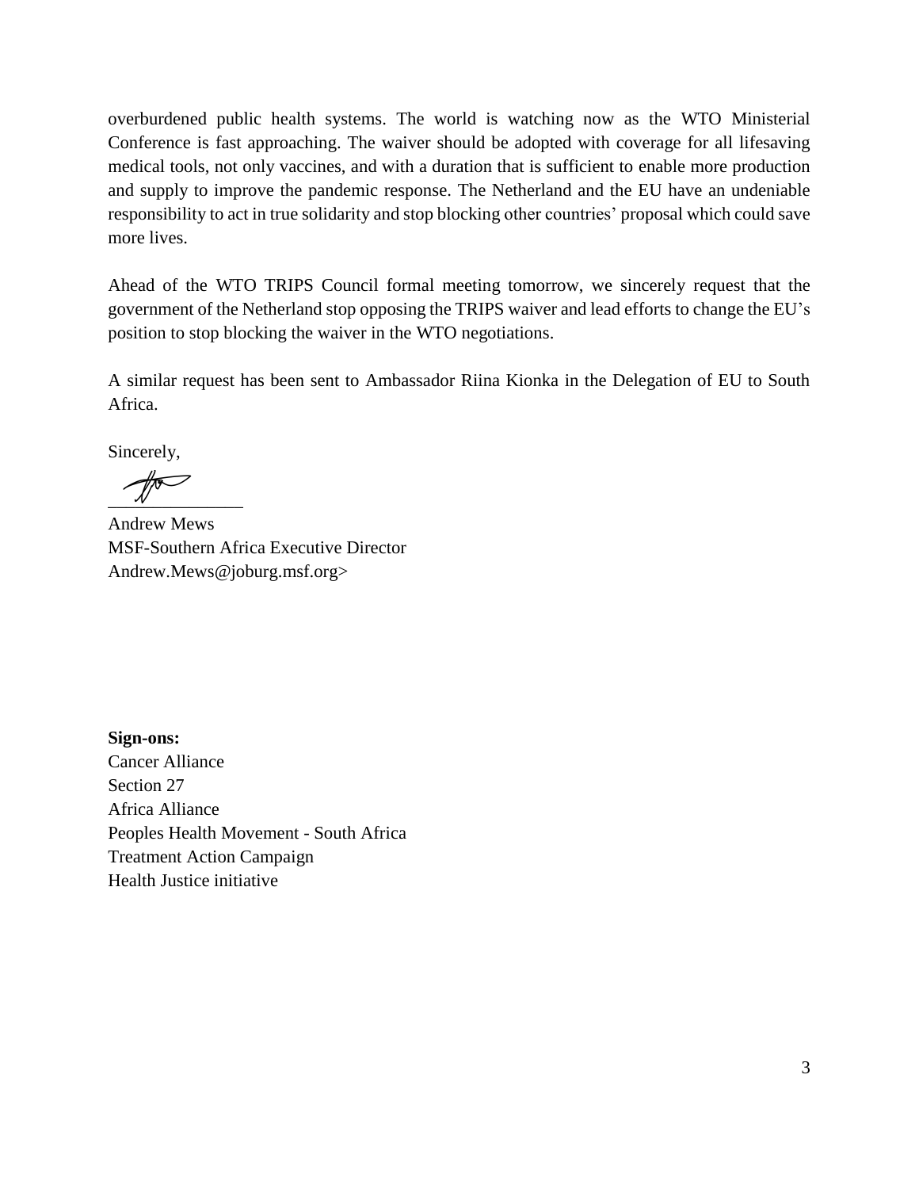overburdened public health systems. The world is watching now as the WTO Ministerial Conference is fast approaching. The waiver should be adopted with coverage for all lifesaving medical tools, not only vaccines, and with a duration that is sufficient to enable more production and supply to improve the pandemic response. The Netherland and the EU have an undeniable responsibility to act in true solidarity and stop blocking other countries' proposal which could save more lives.

Ahead of the WTO TRIPS Council formal meeting tomorrow, we sincerely request that the government of the Netherland stop opposing the TRIPS waiver and lead efforts to change the EU's position to stop blocking the waiver in the WTO negotiations.

A similar request has been sent to Ambassador Riina Kionka in the Delegation of EU to South Africa.

Sincerely,

Andrew Mews
MSF-Southern Africa Executive Director
Andrew.Mews@joburg.msf.org>

**Sign-ons:**
Cancer Alliance
Section 27
Africa Alliance
Peoples Health Movement - South Africa
Treatment Action Campaign
Health Justice initiative